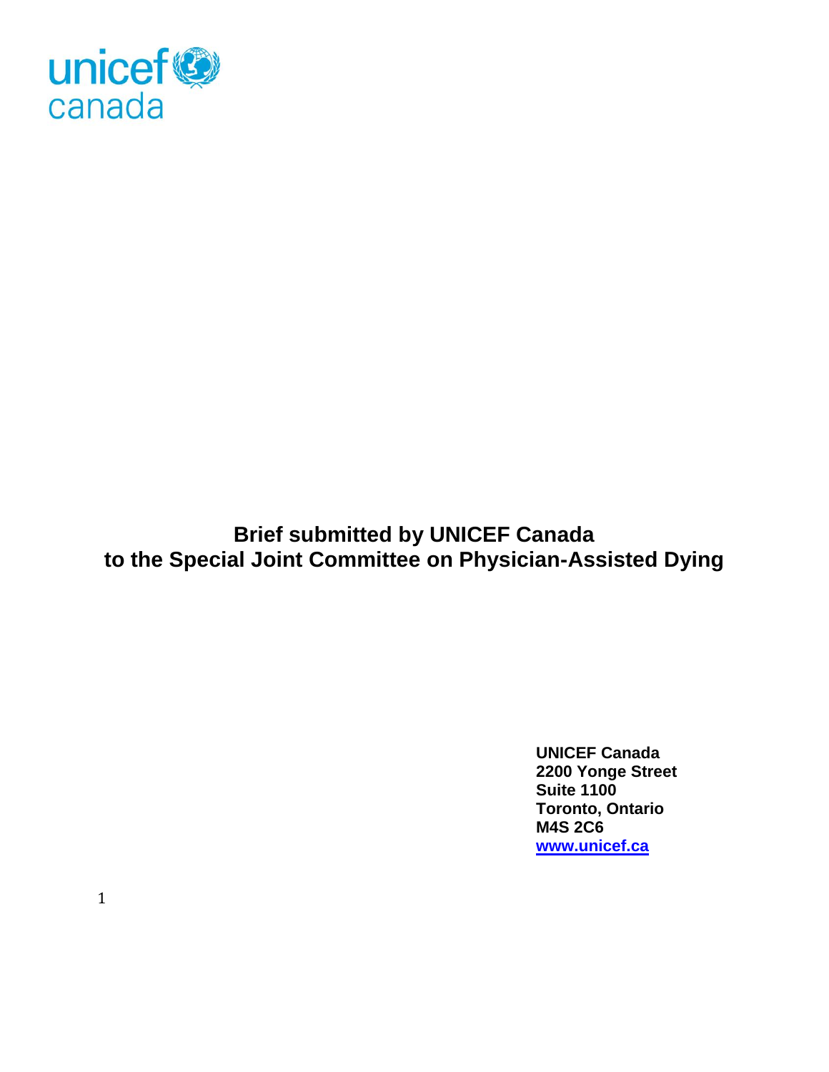unicef canada

# Brief submitted by UNICEF Canada to the Special Joint Committee on Physician-Assisted Dying

**UNICEF Canada**
**2200 Yonge Street**
**Suite 1100**
**Toronto, Ontario**
**M4S 2C6**
**[www.unicef.ca](http://www.unicef.ca)**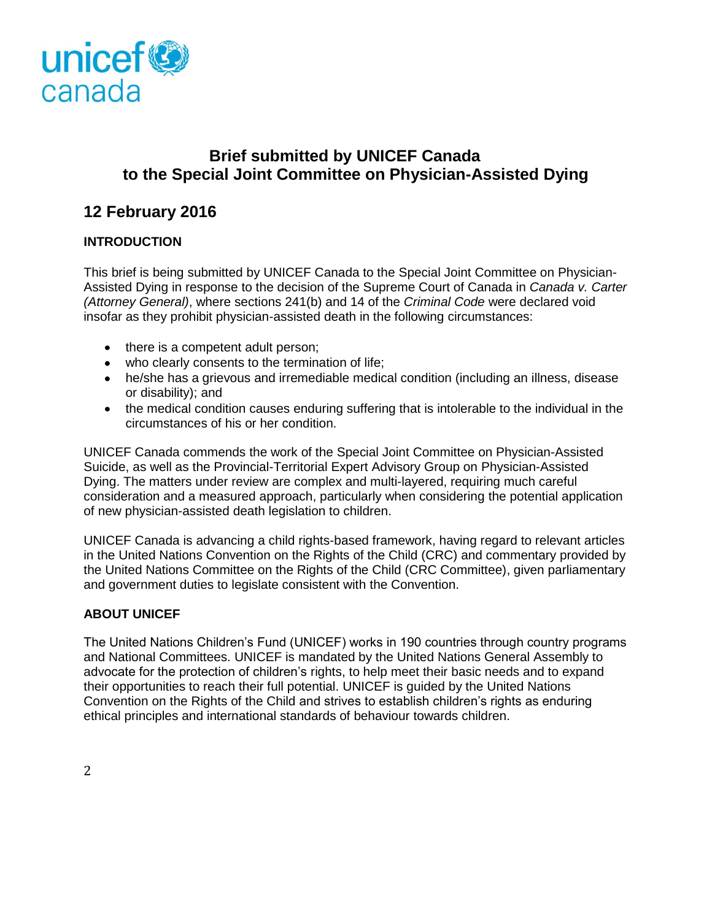# Brief submitted by UNICEF Canada to the Special Joint Committee on Physician-Assisted Dying

## 12 February 2016

### INTRODUCTION

This brief is being submitted by UNICEF Canada to the Special Joint Committee on Physician-Assisted Dying in response to the decision of the Supreme Court of Canada in *Canada v. Carter (Attorney General)*, where sections 241(b) and 14 of the *Criminal Code* were declared void insofar as they prohibit physician-assisted death in the following circumstances:

- there is a competent adult person;
- who clearly consents to the termination of life;
- he/she has a grievous and irremediable medical condition (including an illness, disease or disability); and
- the medical condition causes enduring suffering that is intolerable to the individual in the circumstances of his or her condition.

UNICEF Canada commends the work of the Special Joint Committee on Physician-Assisted Suicide, as well as the Provincial-Territorial Expert Advisory Group on Physician-Assisted Dying. The matters under review are complex and multi-layered, requiring much careful consideration and a measured approach, particularly when considering the potential application of new physician-assisted death legislation to children.

UNICEF Canada is advancing a child rights-based framework, having regard to relevant articles in the United Nations Convention on the Rights of the Child (CRC) and commentary provided by the United Nations Committee on the Rights of the Child (CRC Committee), given parliamentary and government duties to legislate consistent with the Convention.

### ABOUT UNICEF

The United Nations Children's Fund (UNICEF) works in 190 countries through country programs and National Committees. UNICEF is mandated by the United Nations General Assembly to advocate for the protection of children's rights, to help meet their basic needs and to expand their opportunities to reach their full potential. UNICEF is guided by the United Nations Convention on the Rights of the Child and strives to establish children's rights as enduring ethical principles and international standards of behaviour towards children.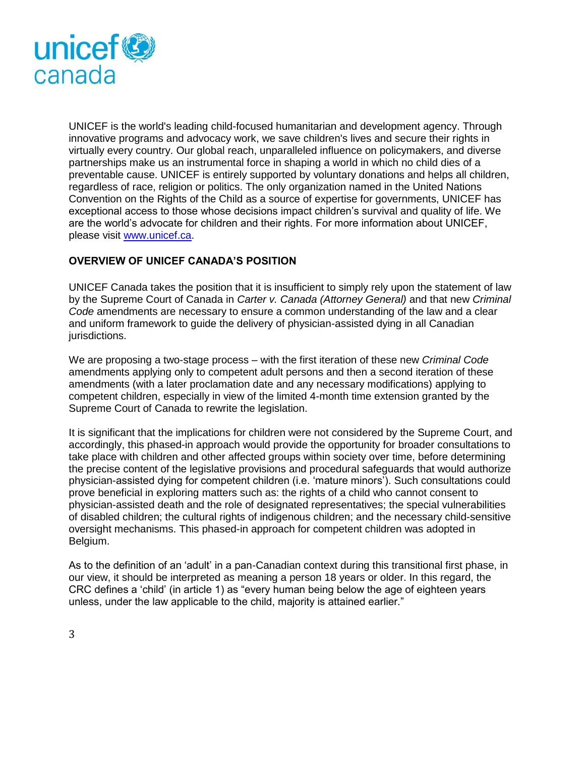UNICEF is the world's leading child-focused humanitarian and development agency. Through innovative programs and advocacy work, we save children's lives and secure their rights in virtually every country. Our global reach, unparalleled influence on policymakers, and diverse partnerships make us an instrumental force in shaping a world in which no child dies of a preventable cause. UNICEF is entirely supported by voluntary donations and helps all children, regardless of race, religion or politics. The only organization named in the United Nations Convention on the Rights of the Child as a source of expertise for governments, UNICEF has exceptional access to those whose decisions impact children's survival and quality of life. We are the world's advocate for children and their rights. For more information about UNICEF, please visit [www.unicef.ca](http://www.unicef.ca).

**OVERVIEW OF UNICEF CANADA'S POSITION**

UNICEF Canada takes the position that it is insufficient to simply rely upon the statement of law by the Supreme Court of Canada in *Carter v. Canada (Attorney General)* and that new *Criminal Code* amendments are necessary to ensure a common understanding of the law and a clear and uniform framework to guide the delivery of physician-assisted dying in all Canadian jurisdictions.

We are proposing a two-stage process – with the first iteration of these new *Criminal Code* amendments applying only to competent adult persons and then a second iteration of these amendments (with a later proclamation date and any necessary modifications) applying to competent children, especially in view of the limited 4-month time extension granted by the Supreme Court of Canada to rewrite the legislation.

It is significant that the implications for children were not considered by the Supreme Court, and accordingly, this phased-in approach would provide the opportunity for broader consultations to take place with children and other affected groups within society over time, before determining the precise content of the legislative provisions and procedural safeguards that would authorize physician-assisted dying for competent children (i.e. 'mature minors'). Such consultations could prove beneficial in exploring matters such as: the rights of a child who cannot consent to physician-assisted death and the role of designated representatives; the special vulnerabilities of disabled children; the cultural rights of indigenous children; and the necessary child-sensitive oversight mechanisms. This phased-in approach for competent children was adopted in Belgium.

As to the definition of an 'adult' in a pan-Canadian context during this transitional first phase, in our view, it should be interpreted as meaning a person 18 years or older. In this regard, the CRC defines a 'child' (in article 1) as "every human being below the age of eighteen years unless, under the law applicable to the child, majority is attained earlier."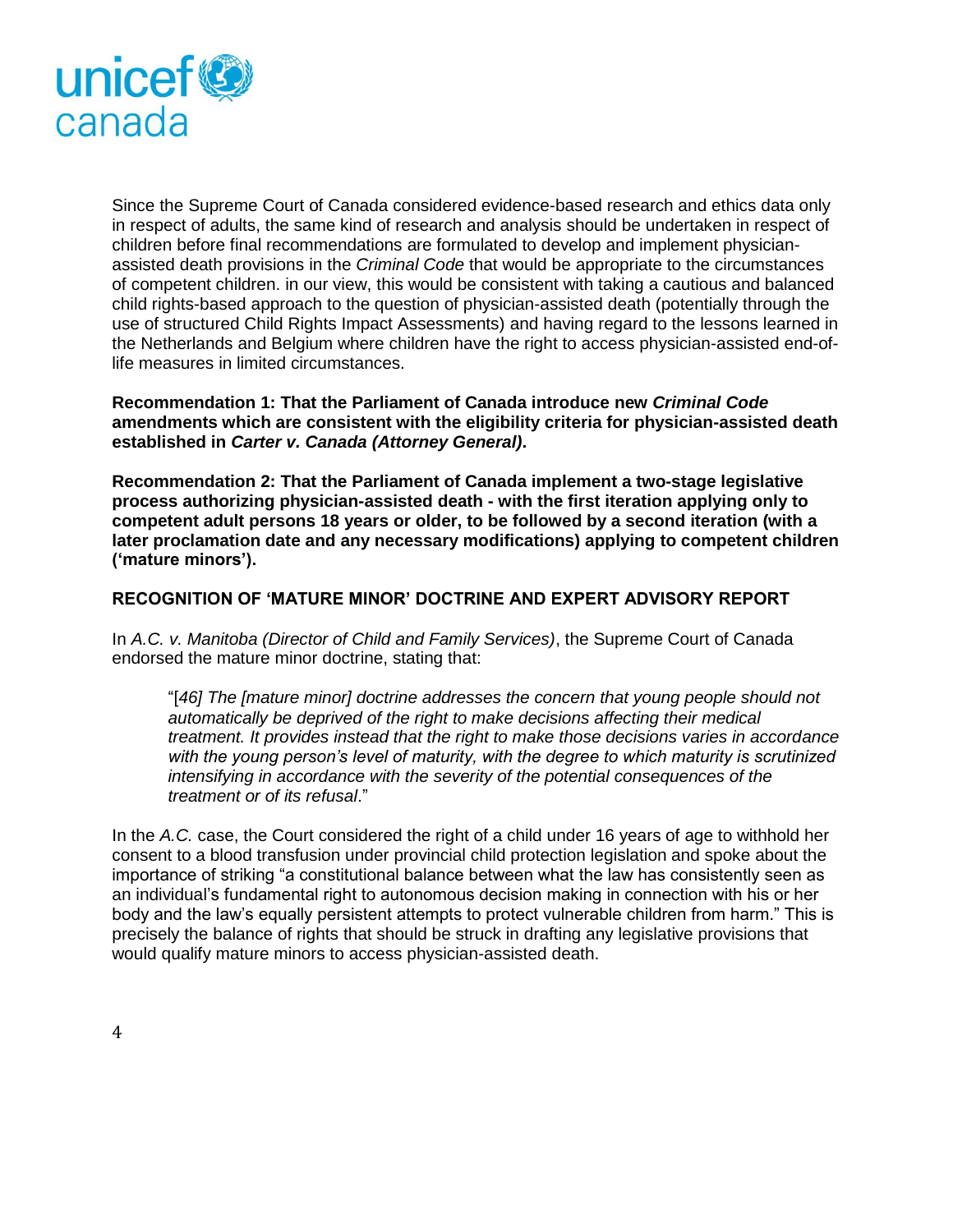Since the Supreme Court of Canada considered evidence-based research and ethics data only in respect of adults, the same kind of research and analysis should be undertaken in respect of children before final recommendations are formulated to develop and implement physician-assisted death provisions in the *Criminal Code* that would be appropriate to the circumstances of competent children. in our view, this would be consistent with taking a cautious and balanced child rights-based approach to the question of physician-assisted death (potentially through the use of structured Child Rights Impact Assessments) and having regard to the lessons learned in the Netherlands and Belgium where children have the right to access physician-assisted end-of-life measures in limited circumstances.

**Recommendation 1: That the Parliament of Canada introduce new *Criminal Code* amendments which are consistent with the eligibility criteria for physician-assisted death established in *Carter v. Canada (Attorney General)*.**

**Recommendation 2: That the Parliament of Canada implement a two-stage legislative process authorizing physician-assisted death - with the first iteration applying only to competent adult persons 18 years or older, to be followed by a second iteration (with a later proclamation date and any necessary modifications) applying to competent children ('mature minors').**

## RECOGNITION OF 'MATURE MINOR' DOCTRINE AND EXPERT ADVISORY REPORT

In *A.C. v. Manitoba (Director of Child and Family Services)*, the Supreme Court of Canada endorsed the mature minor doctrine, stating that:

> "[*46] The [mature minor] doctrine addresses the concern that young people should not automatically be deprived of the right to make decisions affecting their medical treatment. It provides instead that the right to make those decisions varies in accordance with the young person's level of maturity, with the degree to which maturity is scrutinized intensifying in accordance with the severity of the potential consequences of the treatment or of its refusal*."

In the *A.C.* case, the Court considered the right of a child under 16 years of age to withhold her consent to a blood transfusion under provincial child protection legislation and spoke about the importance of striking "a constitutional balance between what the law has consistently seen as an individual's fundamental right to autonomous decision making in connection with his or her body and the law's equally persistent attempts to protect vulnerable children from harm." This is precisely the balance of rights that should be struck in drafting any legislative provisions that would qualify mature minors to access physician-assisted death.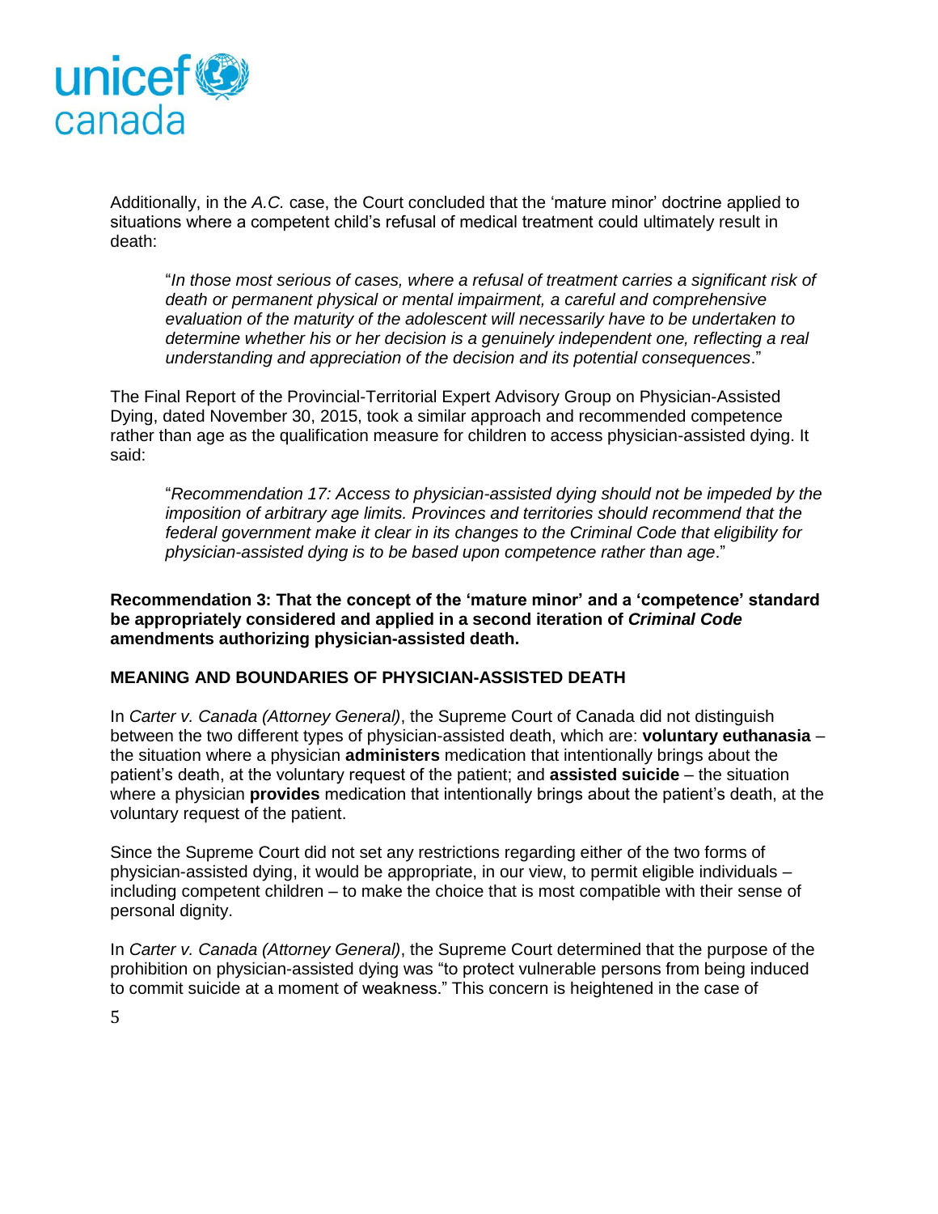Additionally, in the *A.C.* case, the Court concluded that the 'mature minor' doctrine applied to situations where a competent child's refusal of medical treatment could ultimately result in death:

> "*In those most serious of cases, where a refusal of treatment carries a significant risk of death or permanent physical or mental impairment, a careful and comprehensive evaluation of the maturity of the adolescent will necessarily have to be undertaken to determine whether his or her decision is a genuinely independent one, reflecting a real understanding and appreciation of the decision and its potential consequences*."

The Final Report of the Provincial-Territorial Expert Advisory Group on Physician-Assisted Dying, dated November 30, 2015, took a similar approach and recommended competence rather than age as the qualification measure for children to access physician-assisted dying. It said:

> "*Recommendation 17: Access to physician-assisted dying should not be impeded by the imposition of arbitrary age limits. Provinces and territories should recommend that the federal government make it clear in its changes to the Criminal Code that eligibility for physician-assisted dying is to be based upon competence rather than age*."

**Recommendation 3: That the concept of the 'mature minor' and a 'competence' standard be appropriately considered and applied in a second iteration of *Criminal Code* amendments authorizing physician-assisted death.**

## MEANING AND BOUNDARIES OF PHYSICIAN-ASSISTED DEATH

In *Carter v. Canada (Attorney General)*, the Supreme Court of Canada did not distinguish between the two different types of physician-assisted death, which are: **voluntary euthanasia** – the situation where a physician **administers** medication that intentionally brings about the patient's death, at the voluntary request of the patient; and **assisted suicide** – the situation where a physician **provides** medication that intentionally brings about the patient's death, at the voluntary request of the patient.

Since the Supreme Court did not set any restrictions regarding either of the two forms of physician-assisted dying, it would be appropriate, in our view, to permit eligible individuals – including competent children – to make the choice that is most compatible with their sense of personal dignity.

In *Carter v. Canada (Attorney General)*, the Supreme Court determined that the purpose of the prohibition on physician-assisted dying was "to protect vulnerable persons from being induced to commit suicide at a moment of weakness." This concern is heightened in the case of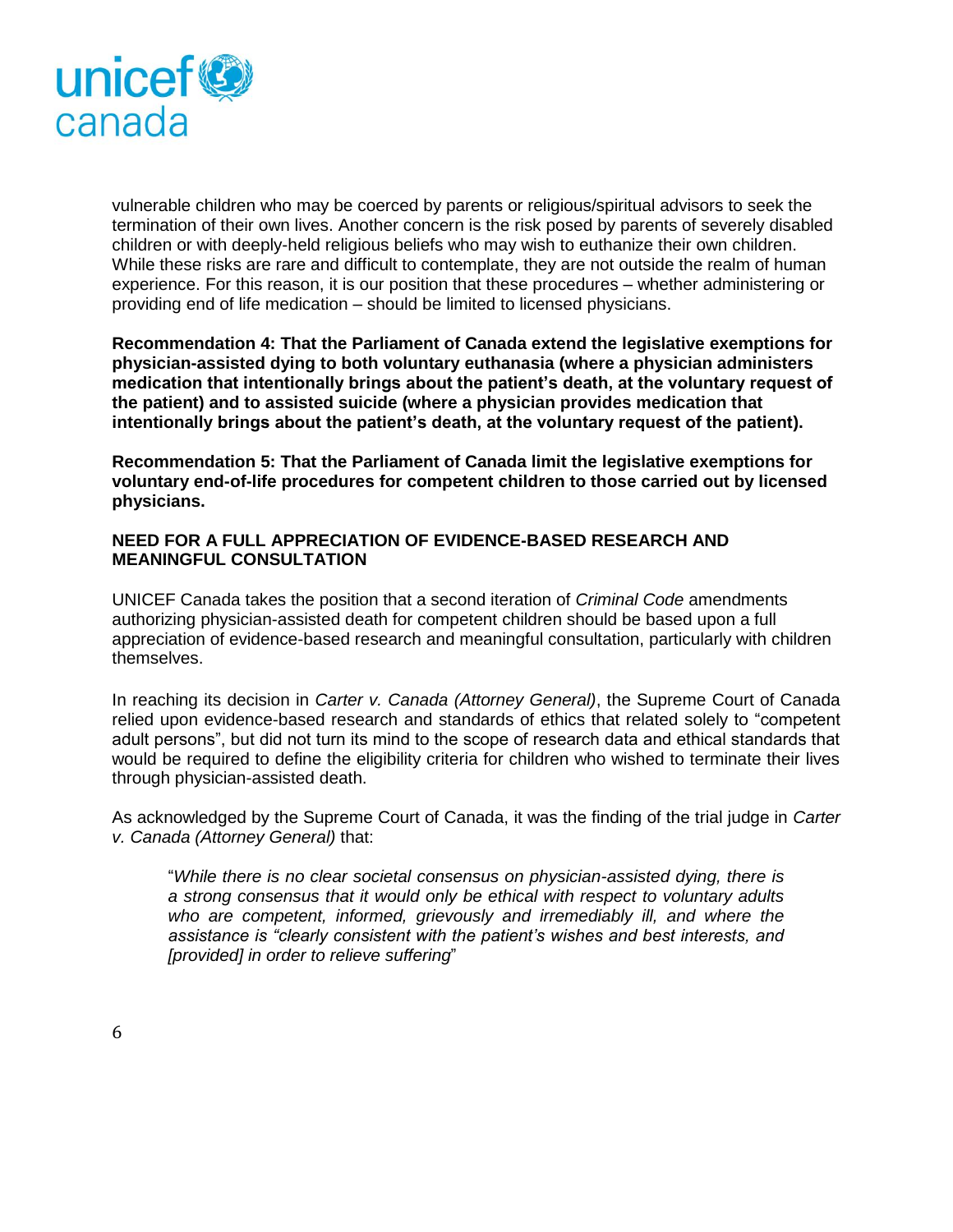vulnerable children who may be coerced by parents or religious/spiritual advisors to seek the termination of their own lives. Another concern is the risk posed by parents of severely disabled children or with deeply-held religious beliefs who may wish to euthanize their own children. While these risks are rare and difficult to contemplate, they are not outside the realm of human experience. For this reason, it is our position that these procedures – whether administering or providing end of life medication – should be limited to licensed physicians.

**Recommendation 4: That the Parliament of Canada extend the legislative exemptions for physician-assisted dying to both voluntary euthanasia (where a physician administers medication that intentionally brings about the patient's death, at the voluntary request of the patient) and to assisted suicide (where a physician provides medication that intentionally brings about the patient's death, at the voluntary request of the patient).**

**Recommendation 5: That the Parliament of Canada limit the legislative exemptions for voluntary end-of-life procedures for competent children to those carried out by licensed physicians.**

### NEED FOR A FULL APPRECIATION OF EVIDENCE-BASED RESEARCH AND MEANINGFUL CONSULTATION

UNICEF Canada takes the position that a second iteration of *Criminal Code* amendments authorizing physician-assisted death for competent children should be based upon a full appreciation of evidence-based research and meaningful consultation, particularly with children themselves.

In reaching its decision in *Carter v. Canada (Attorney General)*, the Supreme Court of Canada relied upon evidence-based research and standards of ethics that related solely to "competent adult persons", but did not turn its mind to the scope of research data and ethical standards that would be required to define the eligibility criteria for children who wished to terminate their lives through physician-assisted death.

As acknowledged by the Supreme Court of Canada, it was the finding of the trial judge in *Carter v. Canada (Attorney General)* that:

> "*While there is no clear societal consensus on physician-assisted dying, there is a strong consensus that it would only be ethical with respect to voluntary adults who are competent, informed, grievously and irremediably ill, and where the assistance is "clearly consistent with the patient's wishes and best interests, and [provided] in order to relieve suffering*"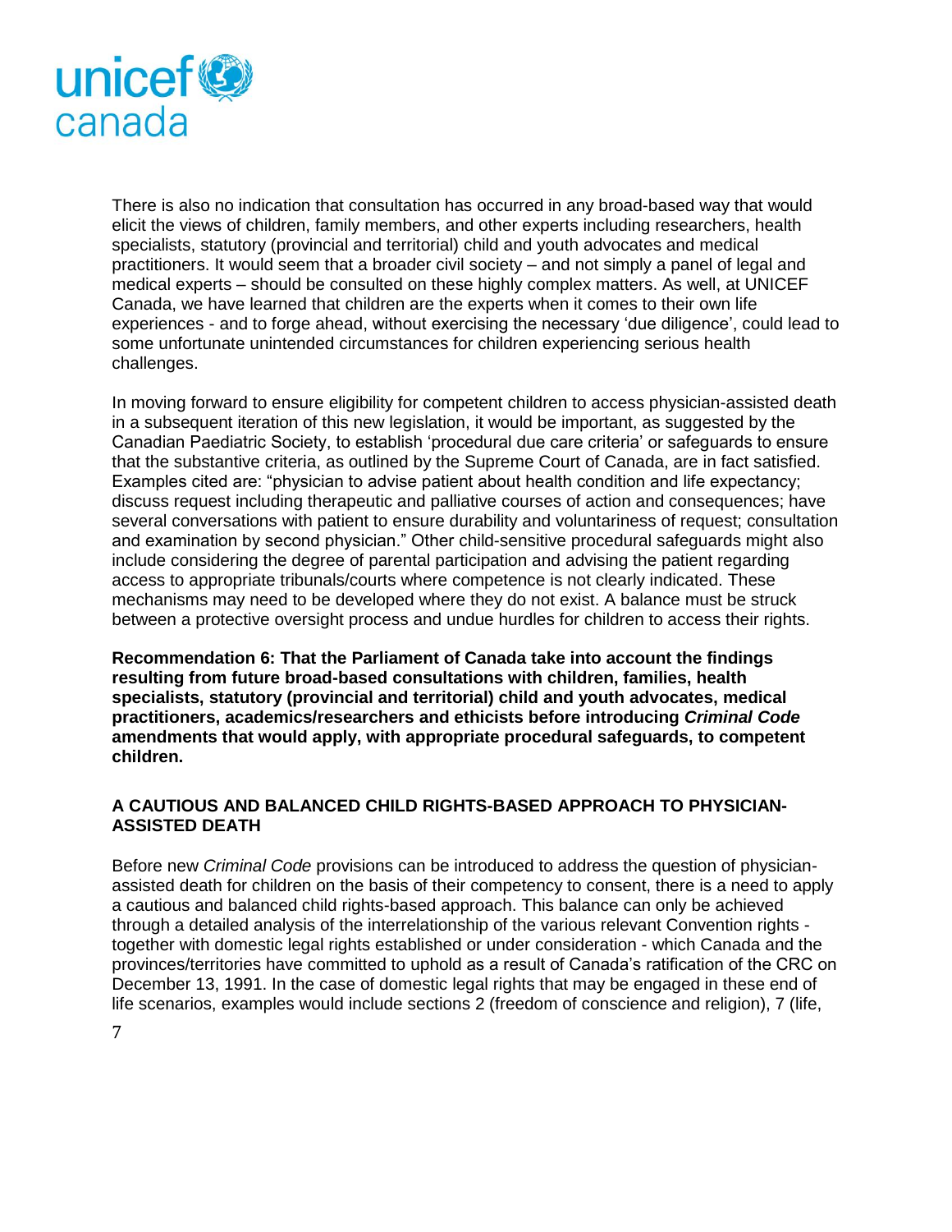There is also no indication that consultation has occurred in any broad-based way that would elicit the views of children, family members, and other experts including researchers, health specialists, statutory (provincial and territorial) child and youth advocates and medical practitioners. It would seem that a broader civil society – and not simply a panel of legal and medical experts – should be consulted on these highly complex matters. As well, at UNICEF Canada, we have learned that children are the experts when it comes to their own life experiences - and to forge ahead, without exercising the necessary 'due diligence', could lead to some unfortunate unintended circumstances for children experiencing serious health challenges.

In moving forward to ensure eligibility for competent children to access physician-assisted death in a subsequent iteration of this new legislation, it would be important, as suggested by the Canadian Paediatric Society, to establish 'procedural due care criteria' or safeguards to ensure that the substantive criteria, as outlined by the Supreme Court of Canada, are in fact satisfied. Examples cited are: "physician to advise patient about health condition and life expectancy; discuss request including therapeutic and palliative courses of action and consequences; have several conversations with patient to ensure durability and voluntariness of request; consultation and examination by second physician." Other child-sensitive procedural safeguards might also include considering the degree of parental participation and advising the patient regarding access to appropriate tribunals/courts where competence is not clearly indicated. These mechanisms may need to be developed where they do not exist. A balance must be struck between a protective oversight process and undue hurdles for children to access their rights.

**Recommendation 6: That the Parliament of Canada take into account the findings resulting from future broad-based consultations with children, families, health specialists, statutory (provincial and territorial) child and youth advocates, medical practitioners, academics/researchers and ethicists before introducing *Criminal Code* amendments that would apply, with appropriate procedural safeguards, to competent children.**

## A CAUTIOUS AND BALANCED CHILD RIGHTS-BASED APPROACH TO PHYSICIAN-ASSISTED DEATH

Before new *Criminal Code* provisions can be introduced to address the question of physician-assisted death for children on the basis of their competency to consent, there is a need to apply a cautious and balanced child rights-based approach. This balance can only be achieved through a detailed analysis of the interrelationship of the various relevant Convention rights - together with domestic legal rights established or under consideration - which Canada and the provinces/territories have committed to uphold as a result of Canada's ratification of the CRC on December 13, 1991. In the case of domestic legal rights that may be engaged in these end of life scenarios, examples would include sections 2 (freedom of conscience and religion), 7 (life,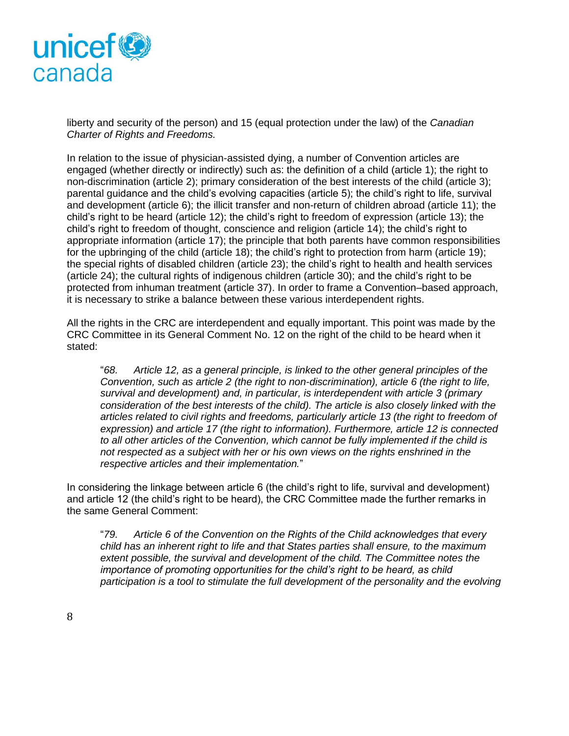liberty and security of the person) and 15 (equal protection under the law) of the *Canadian Charter of Rights and Freedoms.*

In relation to the issue of physician-assisted dying, a number of Convention articles are engaged (whether directly or indirectly) such as: the definition of a child (article 1); the right to non-discrimination (article 2); primary consideration of the best interests of the child (article 3); parental guidance and the child's evolving capacities (article 5); the child's right to life, survival and development (article 6); the illicit transfer and non-return of children abroad (article 11); the child's right to be heard (article 12); the child's right to freedom of expression (article 13); the child's right to freedom of thought, conscience and religion (article 14); the child's right to appropriate information (article 17); the principle that both parents have common responsibilities for the upbringing of the child (article 18); the child's right to protection from harm (article 19); the special rights of disabled children (article 23); the child's right to health and health services (article 24); the cultural rights of indigenous children (article 30); and the child's right to be protected from inhuman treatment (article 37). In order to frame a Convention–based approach, it is necessary to strike a balance between these various interdependent rights.

All the rights in the CRC are interdependent and equally important. This point was made by the CRC Committee in its General Comment No. 12 on the right of the child to be heard when it stated:

> "*68. Article 12, as a general principle, is linked to the other general principles of the Convention, such as article 2 (the right to non-discrimination), article 6 (the right to life, survival and development) and, in particular, is interdependent with article 3 (primary consideration of the best interests of the child). The article is also closely linked with the articles related to civil rights and freedoms, particularly article 13 (the right to freedom of expression) and article 17 (the right to information). Furthermore, article 12 is connected to all other articles of the Convention, which cannot be fully implemented if the child is not respected as a subject with her or his own views on the rights enshrined in the respective articles and their implementation.*"

In considering the linkage between article 6 (the child's right to life, survival and development) and article 12 (the child's right to be heard), the CRC Committee made the further remarks in the same General Comment:

> "*79. Article 6 of the Convention on the Rights of the Child acknowledges that every child has an inherent right to life and that States parties shall ensure, to the maximum extent possible, the survival and development of the child. The Committee notes the importance of promoting opportunities for the child's right to be heard, as child participation is a tool to stimulate the full development of the personality and the evolving*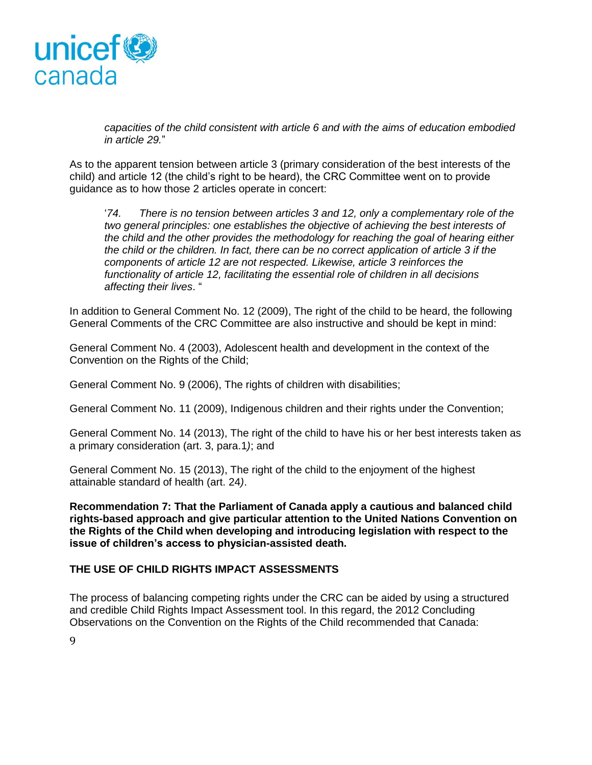> *capacities of the child consistent with article 6 and with the aims of education embodied in article 29.*"

As to the apparent tension between article 3 (primary consideration of the best interests of the child) and article 12 (the child's right to be heard), the CRC Committee went on to provide guidance as to how those 2 articles operate in concert:

> '*74. There is no tension between articles 3 and 12, only a complementary role of the two general principles: one establishes the objective of achieving the best interests of the child and the other provides the methodology for reaching the goal of hearing either the child or the children. In fact, there can be no correct application of article 3 if the components of article 12 are not respected. Likewise, article 3 reinforces the functionality of article 12, facilitating the essential role of children in all decisions affecting their lives*. "

In addition to General Comment No. 12 (2009), The right of the child to be heard, the following General Comments of the CRC Committee are also instructive and should be kept in mind:

General Comment No. 4 (2003), Adolescent health and development in the context of the Convention on the Rights of the Child;

General Comment No. 9 (2006), The rights of children with disabilities;

General Comment No. 11 (2009), Indigenous children and their rights under the Convention;

General Comment No. 14 (2013), The right of the child to have his or her best interests taken as a primary consideration (art. 3, para.1*)*; and

General Comment No. 15 (2013), The right of the child to the enjoyment of the highest attainable standard of health (art. 24*)*.

**Recommendation 7: That the Parliament of Canada apply a cautious and balanced child rights-based approach and give particular attention to the United Nations Convention on the Rights of the Child when developing and introducing legislation with respect to the issue of children's access to physician-assisted death.**

**THE USE OF CHILD RIGHTS IMPACT ASSESSMENTS**

The process of balancing competing rights under the CRC can be aided by using a structured and credible Child Rights Impact Assessment tool. In this regard, the 2012 Concluding Observations on the Convention on the Rights of the Child recommended that Canada: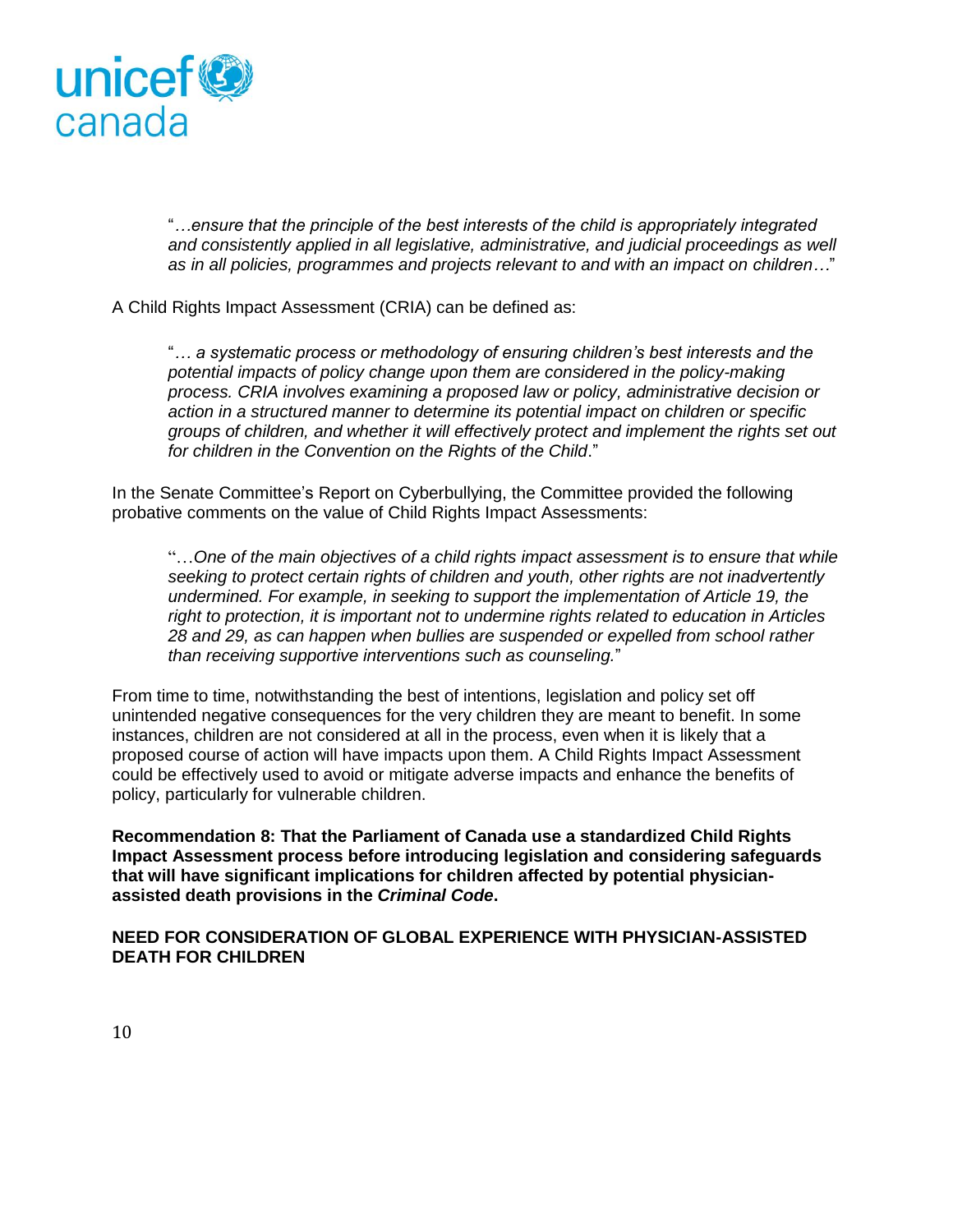> "*…ensure that the principle of the best interests of the child is appropriately integrated and consistently applied in all legislative, administrative, and judicial proceedings as well as in all policies, programmes and projects relevant to and with an impact on children…*"

A Child Rights Impact Assessment (CRIA) can be defined as:

> "*… a systematic process or methodology of ensuring children's best interests and the potential impacts of policy change upon them are considered in the policy-making process. CRIA involves examining a proposed law or policy, administrative decision or action in a structured manner to determine its potential impact on children or specific groups of children, and whether it will effectively protect and implement the rights set out for children in the Convention on the Rights of the Child*."

In the Senate Committee's Report on Cyberbullying, the Committee provided the following probative comments on the value of Child Rights Impact Assessments:

> "*…One of the main objectives of a child rights impact assessment is to ensure that while seeking to protect certain rights of children and youth, other rights are not inadvertently undermined. For example, in seeking to support the implementation of Article 19, the right to protection, it is important not to undermine rights related to education in Articles 28 and 29, as can happen when bullies are suspended or expelled from school rather than receiving supportive interventions such as counseling.*"

From time to time, notwithstanding the best of intentions, legislation and policy set off unintended negative consequences for the very children they are meant to benefit. In some instances, children are not considered at all in the process, even when it is likely that a proposed course of action will have impacts upon them. A Child Rights Impact Assessment could be effectively used to avoid or mitigate adverse impacts and enhance the benefits of policy, particularly for vulnerable children.

**Recommendation 8: That the Parliament of Canada use a standardized Child Rights Impact Assessment process before introducing legislation and considering safeguards that will have significant implications for children affected by potential physician-assisted death provisions in the *Criminal Code*.**

## NEED FOR CONSIDERATION OF GLOBAL EXPERIENCE WITH PHYSICIAN-ASSISTED DEATH FOR CHILDREN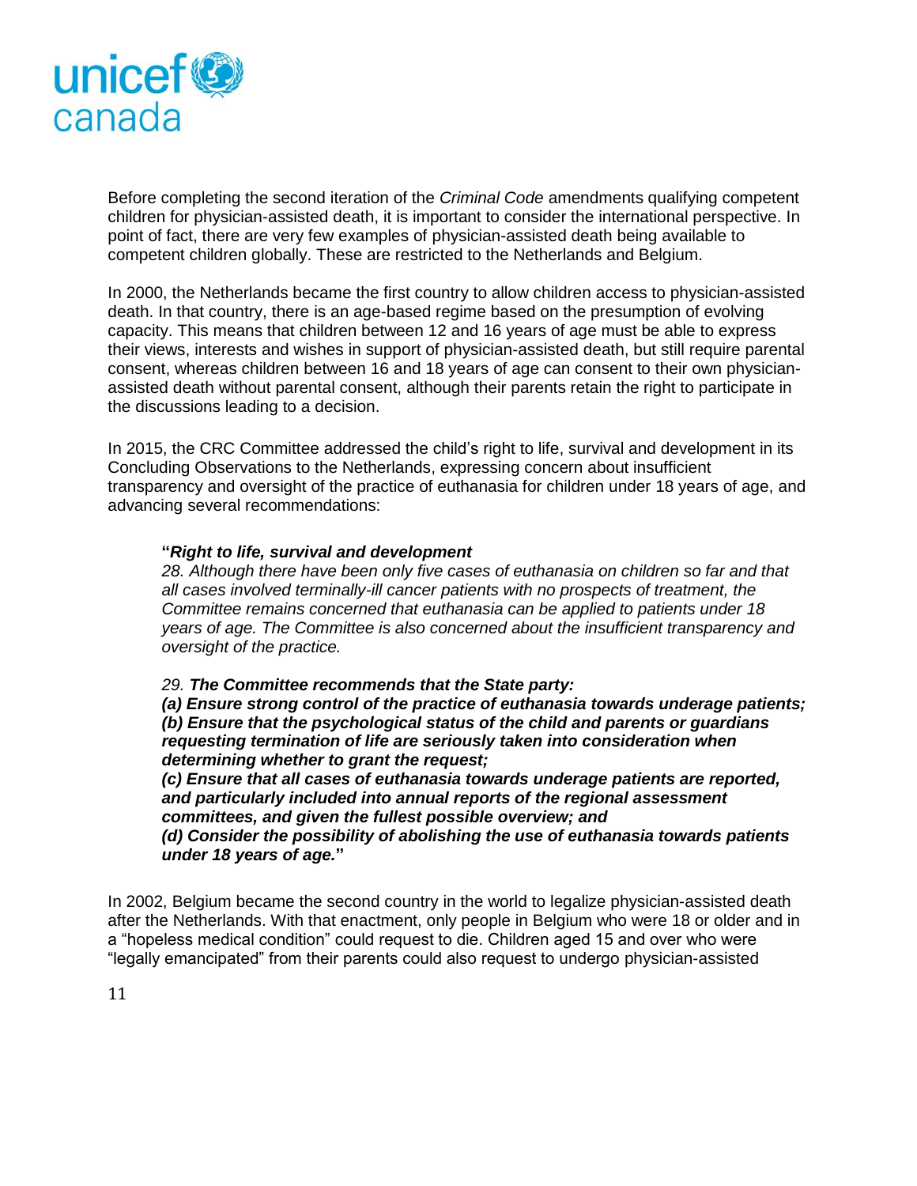Before completing the second iteration of the *Criminal Code* amendments qualifying competent children for physician-assisted death, it is important to consider the international perspective. In point of fact, there are very few examples of physician-assisted death being available to competent children globally. These are restricted to the Netherlands and Belgium.

In 2000, the Netherlands became the first country to allow children access to physician-assisted death. In that country, there is an age-based regime based on the presumption of evolving capacity. This means that children between 12 and 16 years of age must be able to express their views, interests and wishes in support of physician-assisted death, but still require parental consent, whereas children between 16 and 18 years of age can consent to their own physician-assisted death without parental consent, although their parents retain the right to participate in the discussions leading to a decision.

In 2015, the CRC Committee addressed the child's right to life, survival and development in its Concluding Observations to the Netherlands, expressing concern about insufficient transparency and oversight of the practice of euthanasia for children under 18 years of age, and advancing several recommendations:

> **"*Right to life, survival and development***
> *28. Although there have been only five cases of euthanasia on children so far and that all cases involved terminally-ill cancer patients with no prospects of treatment, the Committee remains concerned that euthanasia can be applied to patients under 18 years of age. The Committee is also concerned about the insufficient transparency and oversight of the practice.*
>
> *29.* ***The Committee recommends that the State party:***
> ***(a) Ensure strong control of the practice of euthanasia towards underage patients;***
> ***(b) Ensure that the psychological status of the child and parents or guardians requesting termination of life are seriously taken into consideration when determining whether to grant the request;***
> ***(c) Ensure that all cases of euthanasia towards underage patients are reported, and particularly included into annual reports of the regional assessment committees, and given the fullest possible overview; and***
> ***(d) Consider the possibility of abolishing the use of euthanasia towards patients under 18 years of age."***

In 2002, Belgium became the second country in the world to legalize physician-assisted death after the Netherlands. With that enactment, only people in Belgium who were 18 or older and in a "hopeless medical condition" could request to die. Children aged 15 and over who were "legally emancipated" from their parents could also request to undergo physician-assisted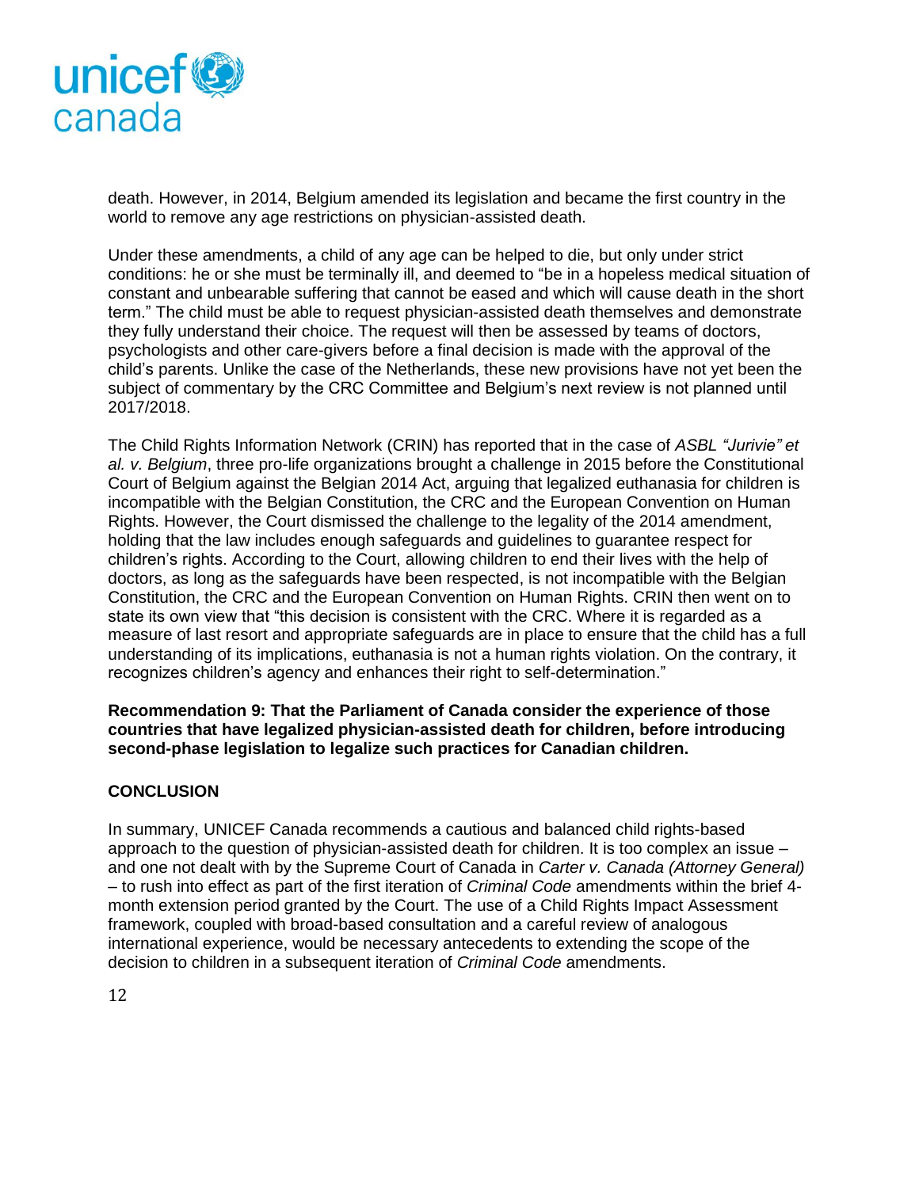death. However, in 2014, Belgium amended its legislation and became the first country in the world to remove any age restrictions on physician-assisted death.

Under these amendments, a child of any age can be helped to die, but only under strict conditions: he or she must be terminally ill, and deemed to "be in a hopeless medical situation of constant and unbearable suffering that cannot be eased and which will cause death in the short term." The child must be able to request physician-assisted death themselves and demonstrate they fully understand their choice. The request will then be assessed by teams of doctors, psychologists and other care-givers before a final decision is made with the approval of the child's parents. Unlike the case of the Netherlands, these new provisions have not yet been the subject of commentary by the CRC Committee and Belgium's next review is not planned until 2017/2018.

The Child Rights Information Network (CRIN) has reported that in the case of *ASBL "Jurivie" et al. v. Belgium*, three pro-life organizations brought a challenge in 2015 before the Constitutional Court of Belgium against the Belgian 2014 Act, arguing that legalized euthanasia for children is incompatible with the Belgian Constitution, the CRC and the European Convention on Human Rights. However, the Court dismissed the challenge to the legality of the 2014 amendment, holding that the law includes enough safeguards and guidelines to guarantee respect for children's rights. According to the Court, allowing children to end their lives with the help of doctors, as long as the safeguards have been respected, is not incompatible with the Belgian Constitution, the CRC and the European Convention on Human Rights. CRIN then went on to state its own view that "this decision is consistent with the CRC. Where it is regarded as a measure of last resort and appropriate safeguards are in place to ensure that the child has a full understanding of its implications, euthanasia is not a human rights violation. On the contrary, it recognizes children's agency and enhances their right to self-determination."

**Recommendation 9: That the Parliament of Canada consider the experience of those countries that have legalized physician-assisted death for children, before introducing second-phase legislation to legalize such practices for Canadian children.**

## CONCLUSION

In summary, UNICEF Canada recommends a cautious and balanced child rights-based approach to the question of physician-assisted death for children. It is too complex an issue – and one not dealt with by the Supreme Court of Canada in *Carter v. Canada (Attorney General)* – to rush into effect as part of the first iteration of *Criminal Code* amendments within the brief 4-month extension period granted by the Court. The use of a Child Rights Impact Assessment framework, coupled with broad-based consultation and a careful review of analogous international experience, would be necessary antecedents to extending the scope of the decision to children in a subsequent iteration of *Criminal Code* amendments.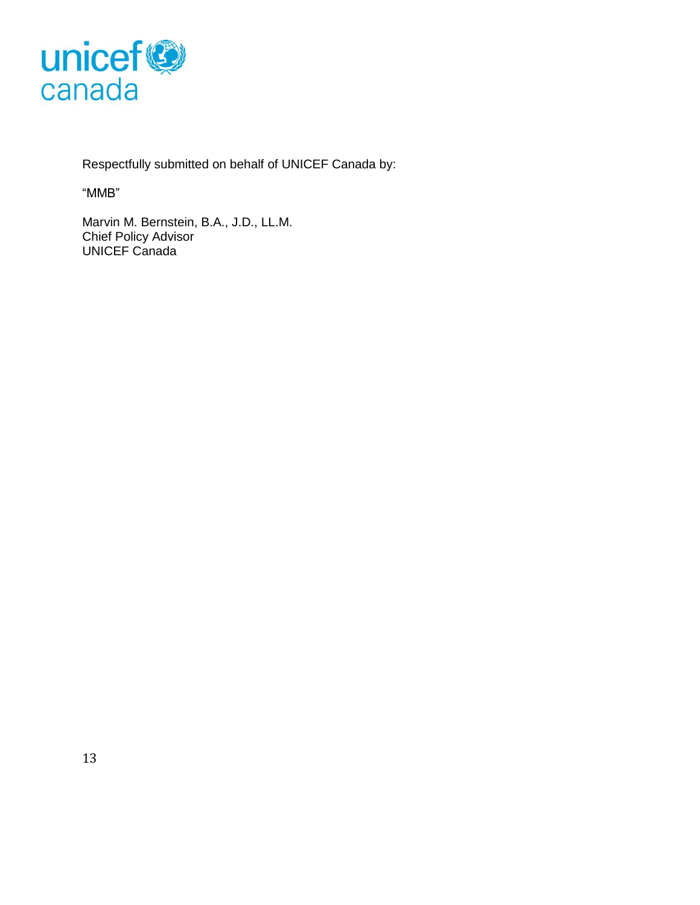unicef canada

Respectfully submitted on behalf of UNICEF Canada by:

"MMB"

Marvin M. Bernstein, B.A., J.D., LL.M.
Chief Policy Advisor
UNICEF Canada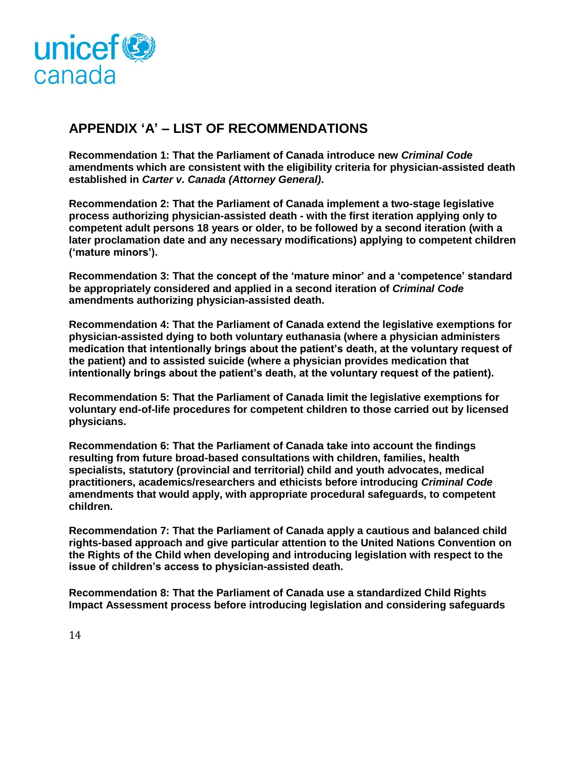## APPENDIX 'A' – LIST OF RECOMMENDATIONS

**Recommendation 1: That the Parliament of Canada introduce new *Criminal Code* amendments which are consistent with the eligibility criteria for physician-assisted death established in *Carter v. Canada (Attorney General)*.**

**Recommendation 2: That the Parliament of Canada implement a two-stage legislative process authorizing physician-assisted death - with the first iteration applying only to competent adult persons 18 years or older, to be followed by a second iteration (with a later proclamation date and any necessary modifications) applying to competent children ('mature minors').**

**Recommendation 3: That the concept of the 'mature minor' and a 'competence' standard be appropriately considered and applied in a second iteration of *Criminal Code* amendments authorizing physician-assisted death.**

**Recommendation 4: That the Parliament of Canada extend the legislative exemptions for physician-assisted dying to both voluntary euthanasia (where a physician administers medication that intentionally brings about the patient's death, at the voluntary request of the patient) and to assisted suicide (where a physician provides medication that intentionally brings about the patient's death, at the voluntary request of the patient).**

**Recommendation 5: That the Parliament of Canada limit the legislative exemptions for voluntary end-of-life procedures for competent children to those carried out by licensed physicians.**

**Recommendation 6: That the Parliament of Canada take into account the findings resulting from future broad-based consultations with children, families, health specialists, statutory (provincial and territorial) child and youth advocates, medical practitioners, academics/researchers and ethicists before introducing *Criminal Code* amendments that would apply, with appropriate procedural safeguards, to competent children.**

**Recommendation 7: That the Parliament of Canada apply a cautious and balanced child rights-based approach and give particular attention to the United Nations Convention on the Rights of the Child when developing and introducing legislation with respect to the issue of children's access to physician-assisted death.**

**Recommendation 8: That the Parliament of Canada use a standardized Child Rights Impact Assessment process before introducing legislation and considering safeguards**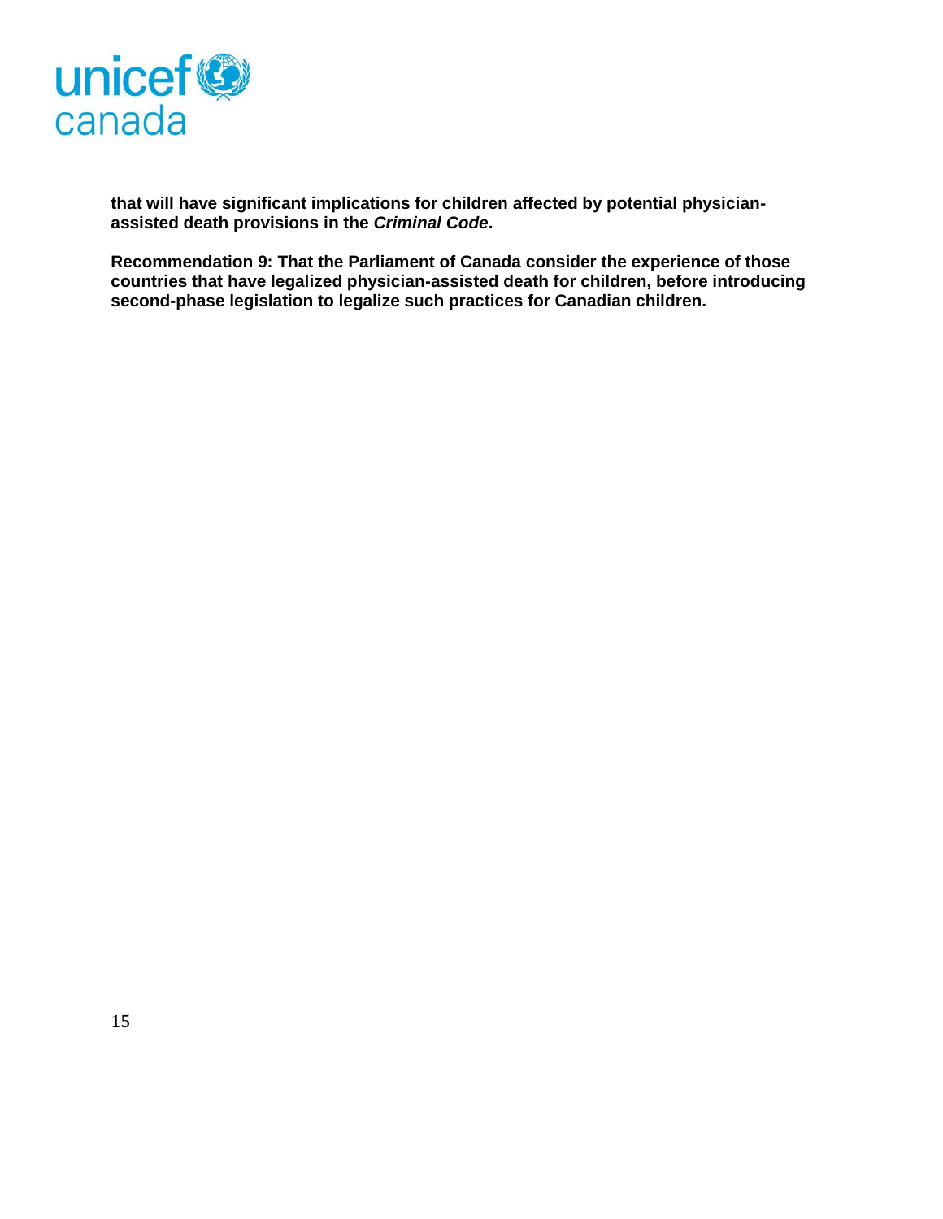**that will have significant implications for children affected by potential physician-assisted death provisions in the *Criminal Code*.**

**Recommendation 9: That the Parliament of Canada consider the experience of those countries that have legalized physician-assisted death for children, before introducing second-phase legislation to legalize such practices for Canadian children.**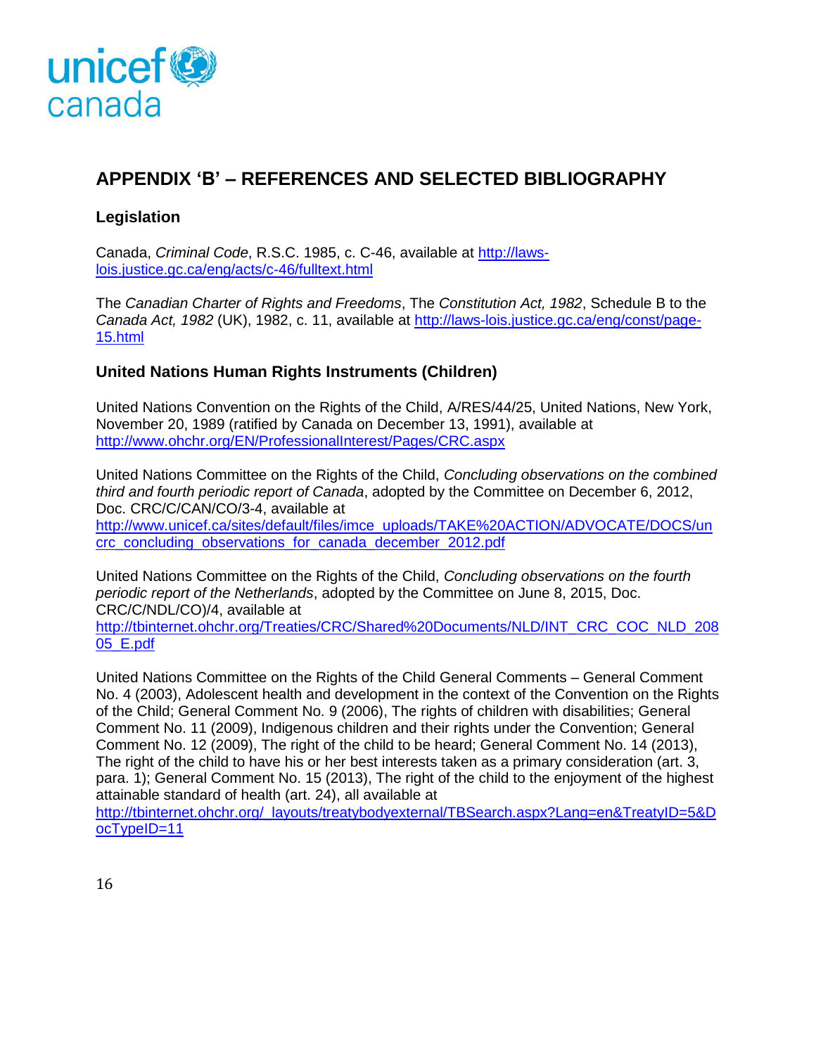## APPENDIX 'B' – REFERENCES AND SELECTED BIBLIOGRAPHY

### Legislation

Canada, *Criminal Code*, R.S.C. 1985, c. C-46, available at http://laws-lois.justice.gc.ca/eng/acts/c-46/fulltext.html

The *Canadian Charter of Rights and Freedoms*, The *Constitution Act, 1982*, Schedule B to the *Canada Act, 1982* (UK), 1982, c. 11, available at http://laws-lois.justice.gc.ca/eng/const/page-15.html

### United Nations Human Rights Instruments (Children)

United Nations Convention on the Rights of the Child, A/RES/44/25, United Nations, New York, November 20, 1989 (ratified by Canada on December 13, 1991), available at http://www.ohchr.org/EN/ProfessionalInterest/Pages/CRC.aspx

United Nations Committee on the Rights of the Child, *Concluding observations on the combined third and fourth periodic report of Canada*, adopted by the Committee on December 6, 2012, Doc. CRC/C/CAN/CO/3-4, available at http://www.unicef.ca/sites/default/files/imce_uploads/TAKE%20ACTION/ADVOCATE/DOCS/uncrc_concluding_observations_for_canada_december_2012.pdf

United Nations Committee on the Rights of the Child, *Concluding observations on the fourth periodic report of the Netherlands*, adopted by the Committee on June 8, 2015, Doc. CRC/C/NDL/CO)/4, available at http://tbinternet.ohchr.org/Treaties/CRC/Shared%20Documents/NLD/INT_CRC_COC_NLD_20805_E.pdf

United Nations Committee on the Rights of the Child General Comments – General Comment No. 4 (2003), Adolescent health and development in the context of the Convention on the Rights of the Child; General Comment No. 9 (2006), The rights of children with disabilities; General Comment No. 11 (2009), Indigenous children and their rights under the Convention; General Comment No. 12 (2009), The right of the child to be heard; General Comment No. 14 (2013), The right of the child to have his or her best interests taken as a primary consideration (art. 3, para. 1); General Comment No. 15 (2013), The right of the child to the enjoyment of the highest attainable standard of health (art. 24), all available at http://tbinternet.ohchr.org/_layouts/treatybodyexternal/TBSearch.aspx?Lang=en&TreatyID=5&DocTypeID=11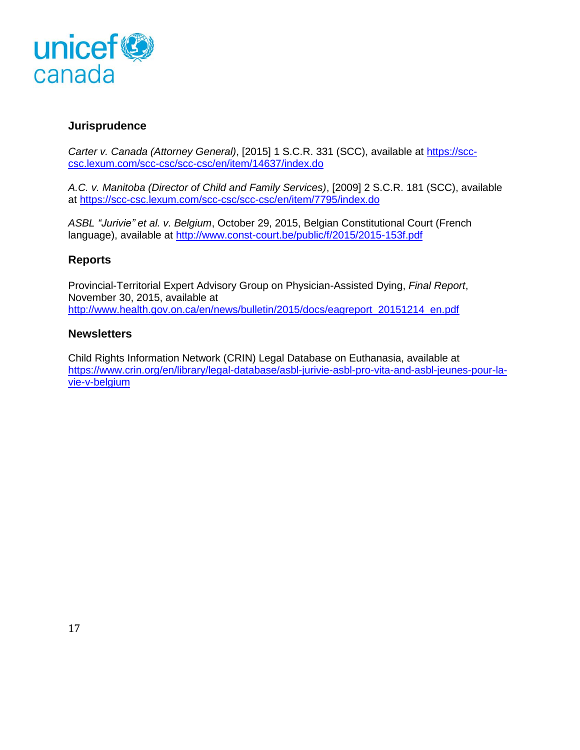## Jurisprudence

*Carter v. Canada (Attorney General)*, [2015] 1 S.C.R. 331 (SCC), available at https://scc-csc.lexum.com/scc-csc/scc-csc/en/item/14637/index.do

*A.C. v. Manitoba (Director of Child and Family Services)*, [2009] 2 S.C.R. 181 (SCC), available at https://scc-csc.lexum.com/scc-csc/scc-csc/en/item/7795/index.do

*ASBL "Jurivie" et al. v. Belgium*, October 29, 2015, Belgian Constitutional Court (French language), available at http://www.const-court.be/public/f/2015/2015-153f.pdf

## Reports

Provincial-Territorial Expert Advisory Group on Physician-Assisted Dying, *Final Report*, November 30, 2015, available at http://www.health.gov.on.ca/en/news/bulletin/2015/docs/eagreport_20151214_en.pdf

## Newsletters

Child Rights Information Network (CRIN) Legal Database on Euthanasia, available at https://www.crin.org/en/library/legal-database/asbl-jurivie-asbl-pro-vita-and-asbl-jeunes-pour-la-vie-v-belgium